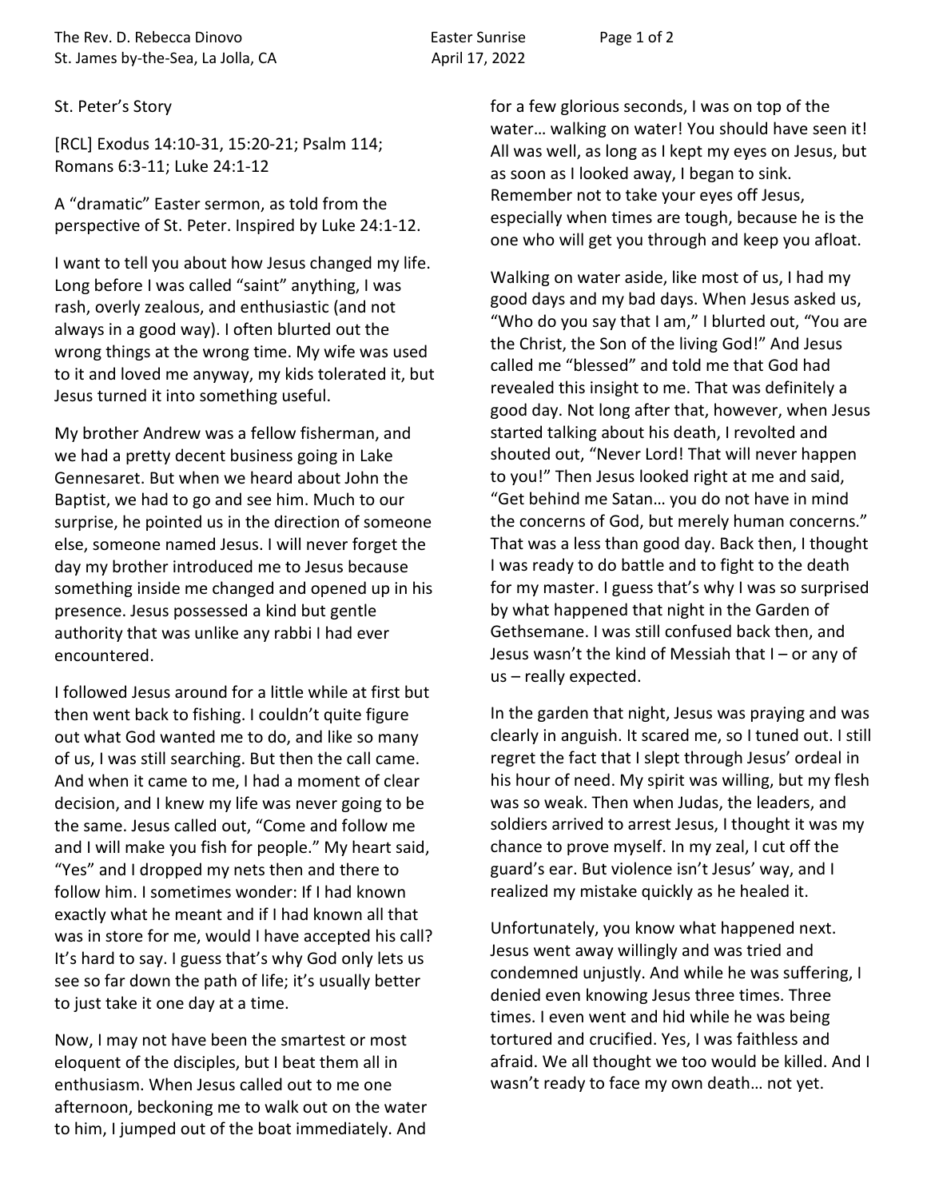St. Peter's Story

[RCL] Exodus 14:10-31, 15:20-21; Psalm 114; Romans 6:3-11; Luke 24:1-12

A "dramatic" Easter sermon, as told from the perspective of St. Peter. Inspired by Luke 24:1-12.

I want to tell you about how Jesus changed my life. Long before I was called "saint" anything, I was rash, overly zealous, and enthusiastic (and not always in a good way). I often blurted out the wrong things at the wrong time. My wife was used to it and loved me anyway, my kids tolerated it, but Jesus turned it into something useful.

My brother Andrew was a fellow fisherman, and we had a pretty decent business going in Lake Gennesaret. But when we heard about John the Baptist, we had to go and see him. Much to our surprise, he pointed us in the direction of someone else, someone named Jesus. I will never forget the day my brother introduced me to Jesus because something inside me changed and opened up in his presence. Jesus possessed a kind but gentle authority that was unlike any rabbi I had ever encountered.

I followed Jesus around for a little while at first but then went back to fishing. I couldn't quite figure out what God wanted me to do, and like so many of us, I was still searching. But then the call came. And when it came to me, I had a moment of clear decision, and I knew my life was never going to be the same. Jesus called out, "Come and follow me and I will make you fish for people." My heart said, "Yes" and I dropped my nets then and there to follow him. I sometimes wonder: If I had known exactly what he meant and if I had known all that was in store for me, would I have accepted his call? It's hard to say. I guess that's why God only lets us see so far down the path of life; it's usually better to just take it one day at a time.

Now, I may not have been the smartest or most eloquent of the disciples, but I beat them all in enthusiasm. When Jesus called out to me one afternoon, beckoning me to walk out on the water to him, I jumped out of the boat immediately. And for a few glorious seconds, I was on top of the water… walking on water! You should have seen it! All was well, as long as I kept my eyes on Jesus, but as soon as I looked away, I began to sink. Remember not to take your eyes off Jesus, especially when times are tough, because he is the one who will get you through and keep you afloat.

Walking on water aside, like most of us, I had my good days and my bad days. When Jesus asked us, "Who do you say that I am," I blurted out, "You are the Christ, the Son of the living God!" And Jesus called me "blessed" and told me that God had revealed this insight to me. That was definitely a good day. Not long after that, however, when Jesus started talking about his death, I revolted and shouted out, "Never Lord! That will never happen to you!" Then Jesus looked right at me and said, "Get behind me Satan… you do not have in mind the concerns of God, but merely human concerns." That was a less than good day. Back then, I thought I was ready to do battle and to fight to the death for my master. I guess that's why I was so surprised by what happened that night in the Garden of Gethsemane. I was still confused back then, and Jesus wasn't the kind of Messiah that I – or any of us – really expected.

In the garden that night, Jesus was praying and was clearly in anguish. It scared me, so I tuned out. I still regret the fact that I slept through Jesus' ordeal in his hour of need. My spirit was willing, but my flesh was so weak. Then when Judas, the leaders, and soldiers arrived to arrest Jesus, I thought it was my chance to prove myself. In my zeal, I cut off the guard's ear. But violence isn't Jesus' way, and I realized my mistake quickly as he healed it.

Unfortunately, you know what happened next. Jesus went away willingly and was tried and condemned unjustly. And while he was suffering, I denied even knowing Jesus three times. Three times. I even went and hid while he was being tortured and crucified. Yes, I was faithless and afraid. We all thought we too would be killed. And I wasn't ready to face my own death… not yet.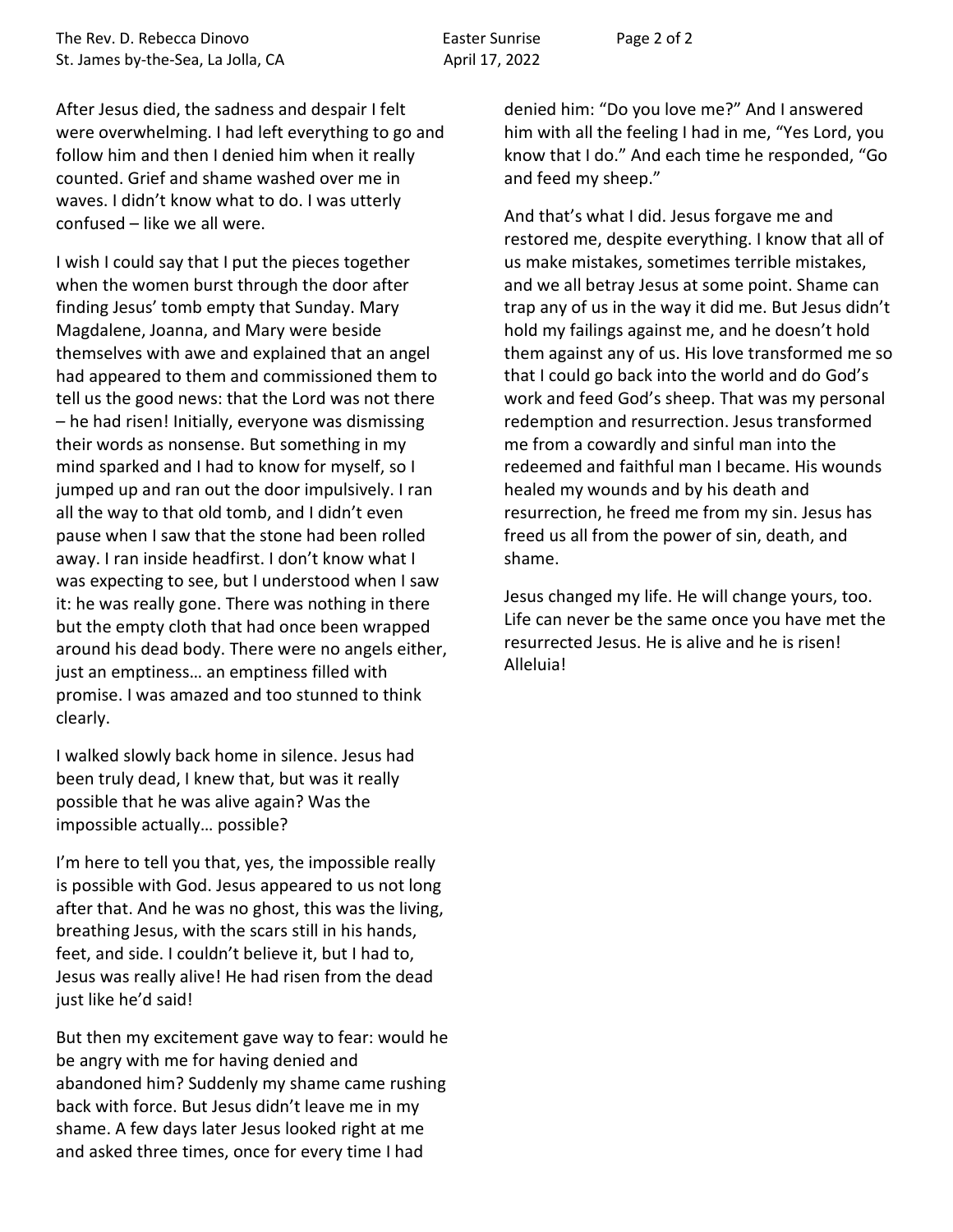After Jesus died, the sadness and despair I felt were overwhelming. I had left everything to go and follow him and then I denied him when it really counted. Grief and shame washed over me in waves. I didn't know what to do. I was utterly confused – like we all were.

I wish I could say that I put the pieces together when the women burst through the door after finding Jesus' tomb empty that Sunday. Mary Magdalene, Joanna, and Mary were beside themselves with awe and explained that an angel had appeared to them and commissioned them to tell us the good news: that the Lord was not there – he had risen! Initially, everyone was dismissing their words as nonsense. But something in my mind sparked and I had to know for myself, so I jumped up and ran out the door impulsively. I ran all the way to that old tomb, and I didn't even pause when I saw that the stone had been rolled away. I ran inside headfirst. I don't know what I was expecting to see, but I understood when I saw it: he was really gone. There was nothing in there but the empty cloth that had once been wrapped around his dead body. There were no angels either, just an emptiness… an emptiness filled with promise. I was amazed and too stunned to think clearly.

I walked slowly back home in silence. Jesus had been truly dead, I knew that, but was it really possible that he was alive again? Was the impossible actually… possible?

I'm here to tell you that, yes, the impossible really is possible with God. Jesus appeared to us not long after that. And he was no ghost, this was the living, breathing Jesus, with the scars still in his hands, feet, and side. I couldn't believe it, but I had to, Jesus was really alive! He had risen from the dead just like he'd said!

But then my excitement gave way to fear: would he be angry with me for having denied and abandoned him? Suddenly my shame came rushing back with force. But Jesus didn't leave me in my shame. A few days later Jesus looked right at me and asked three times, once for every time I had denied him: "Do you love me?" And I answered him with all the feeling I had in me, "Yes Lord, you know that I do." And each time he responded, "Go and feed my sheep."

And that's what I did. Jesus forgave me and restored me, despite everything. I know that all of us make mistakes, sometimes terrible mistakes, and we all betray Jesus at some point. Shame can trap any of us in the way it did me. But Jesus didn't hold my failings against me, and he doesn't hold them against any of us. His love transformed me so that I could go back into the world and do God's work and feed God's sheep. That was my personal redemption and resurrection. Jesus transformed me from a cowardly and sinful man into the redeemed and faithful man I became. His wounds healed my wounds and by his death and resurrection, he freed me from my sin. Jesus has freed us all from the power of sin, death, and shame.

Jesus changed my life. He will change yours, too. Life can never be the same once you have met the resurrected Jesus. He is alive and he is risen! Alleluia!